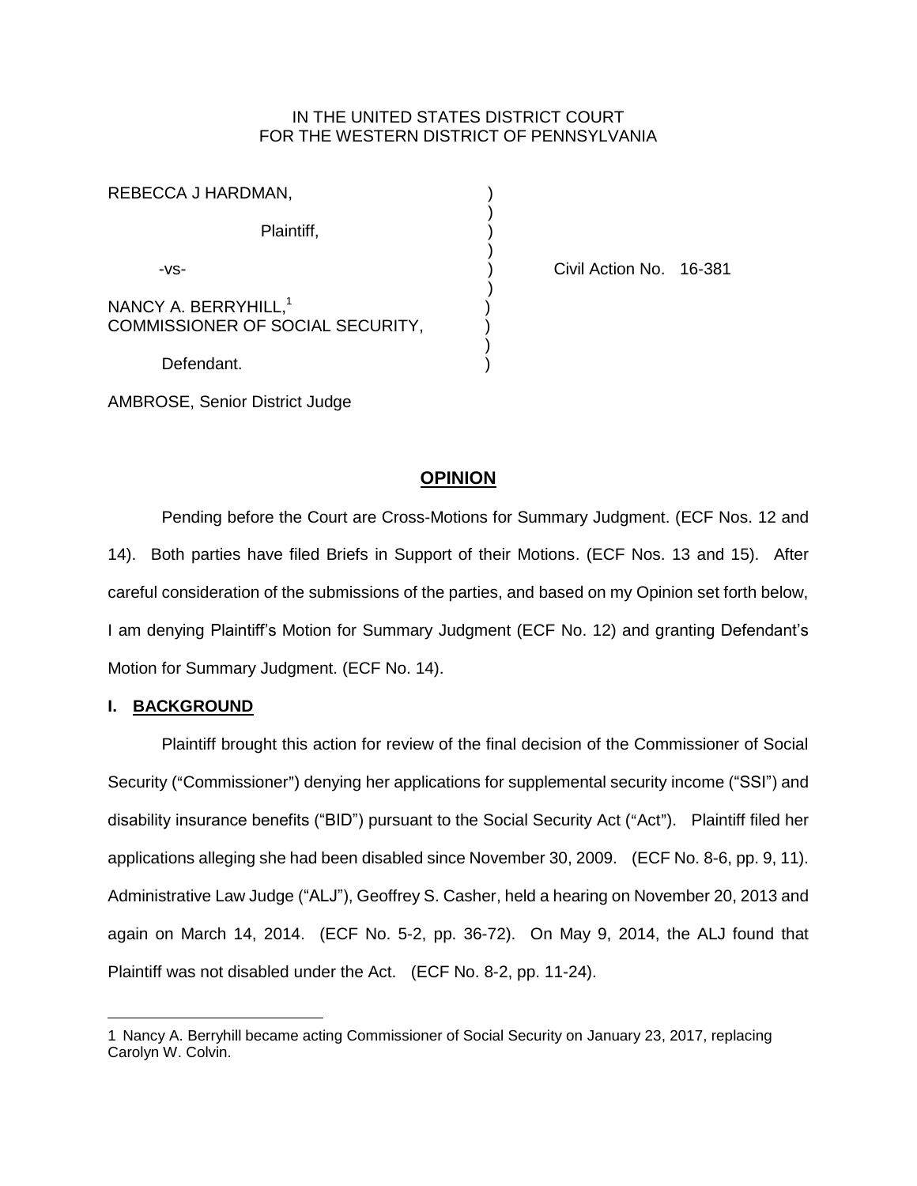IN THE UNITED STATES DISTRICT COURT
FOR THE WESTERN DISTRICT OF PENNSYLVANIA

REBECCA J HARDMAN,

Plaintiff,

-vs-

NANCY A. BERRYHILL,[1]
COMMISSIONER OF SOCIAL SECURITY,

Defendant.

Civil Action No. 16-381

AMBROSE, Senior District Judge

## OPINION

Pending before the Court are Cross-Motions for Summary Judgment. (ECF Nos. 12 and 14). Both parties have filed Briefs in Support of their Motions. (ECF Nos. 13 and 15). After careful consideration of the submissions of the parties, and based on my Opinion set forth below, I am denying Plaintiff's Motion for Summary Judgment (ECF No. 12) and granting Defendant's Motion for Summary Judgment. (ECF No. 14).

## I. BACKGROUND

Plaintiff brought this action for review of the final decision of the Commissioner of Social Security ("Commissioner") denying her applications for supplemental security income ("SSI") and disability insurance benefits ("BID") pursuant to the Social Security Act ("Act"). Plaintiff filed her applications alleging she had been disabled since November 30, 2009. (ECF No. 8-6, pp. 9, 11). Administrative Law Judge ("ALJ"), Geoffrey S. Casher, held a hearing on November 20, 2013 and again on March 14, 2014. (ECF No. 5-2, pp. 36-72). On May 9, 2014, the ALJ found that Plaintiff was not disabled under the Act. (ECF No. 8-2, pp. 11-24).

---

1 Nancy A. Berryhill became acting Commissioner of Social Security on January 23, 2017, replacing Carolyn W. Colvin.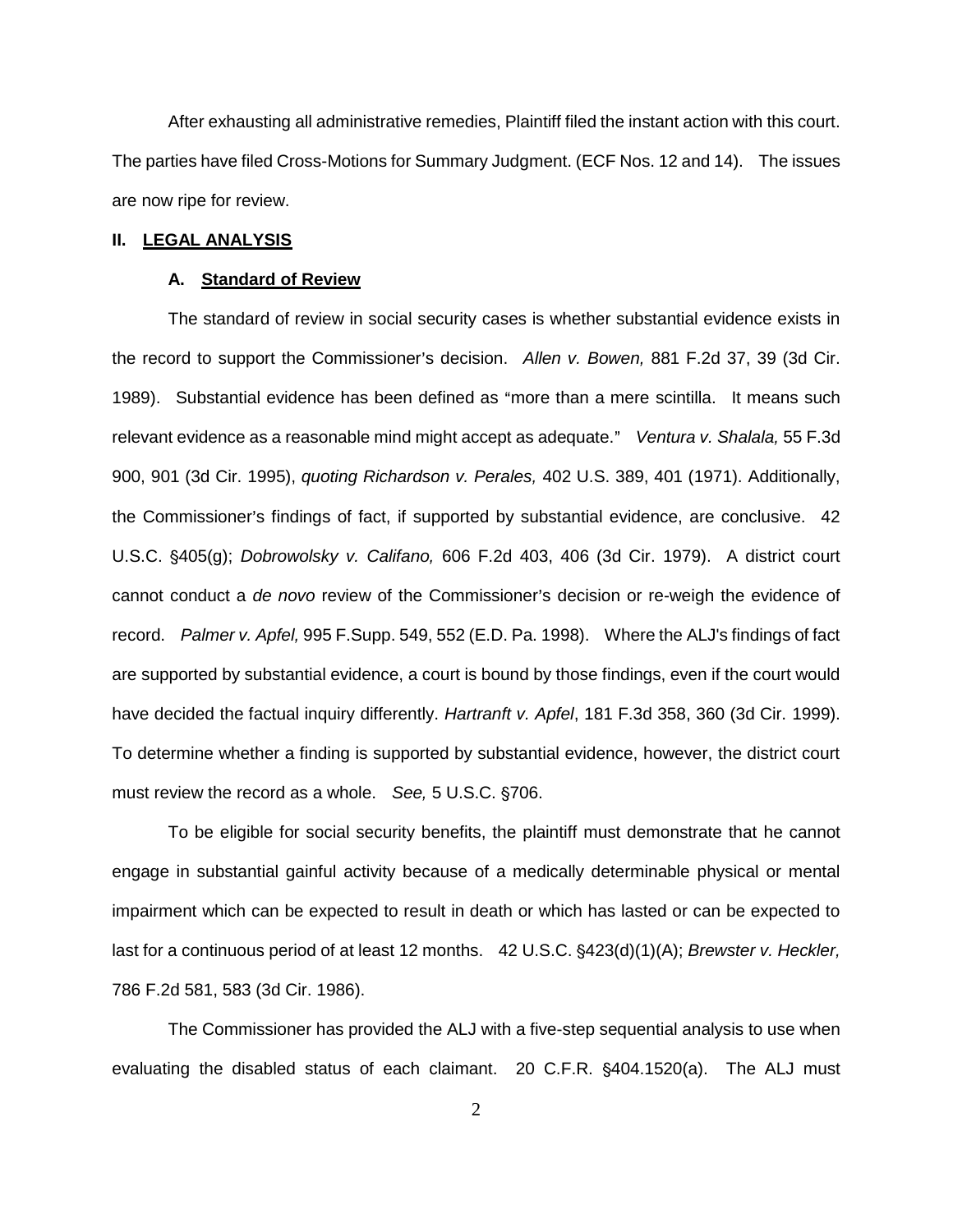After exhausting all administrative remedies, Plaintiff filed the instant action with this court. The parties have filed Cross-Motions for Summary Judgment. (ECF Nos. 12 and 14). The issues are now ripe for review.

## II. LEGAL ANALYSIS

### A. Standard of Review

The standard of review in social security cases is whether substantial evidence exists in the record to support the Commissioner's decision. *Allen v. Bowen,* 881 F.2d 37, 39 (3d Cir. 1989). Substantial evidence has been defined as "more than a mere scintilla. It means such relevant evidence as a reasonable mind might accept as adequate." *Ventura v. Shalala,* 55 F.3d 900, 901 (3d Cir. 1995), *quoting Richardson v. Perales,* 402 U.S. 389, 401 (1971). Additionally, the Commissioner's findings of fact, if supported by substantial evidence, are conclusive. 42 U.S.C. §405(g); *Dobrowolsky v. Califano,* 606 F.2d 403, 406 (3d Cir. 1979). A district court cannot conduct a *de novo* review of the Commissioner's decision or re-weigh the evidence of record. *Palmer v. Apfel,* 995 F.Supp. 549, 552 (E.D. Pa. 1998). Where the ALJ's findings of fact are supported by substantial evidence, a court is bound by those findings, even if the court would have decided the factual inquiry differently. *Hartranft v. Apfel*, 181 F.3d 358, 360 (3d Cir. 1999). To determine whether a finding is supported by substantial evidence, however, the district court must review the record as a whole. *See,* 5 U.S.C. §706.

To be eligible for social security benefits, the plaintiff must demonstrate that he cannot engage in substantial gainful activity because of a medically determinable physical or mental impairment which can be expected to result in death or which has lasted or can be expected to last for a continuous period of at least 12 months. 42 U.S.C. §423(d)(1)(A); *Brewster v. Heckler,* 786 F.2d 581, 583 (3d Cir. 1986).

The Commissioner has provided the ALJ with a five-step sequential analysis to use when evaluating the disabled status of each claimant. 20 C.F.R. §404.1520(a). The ALJ must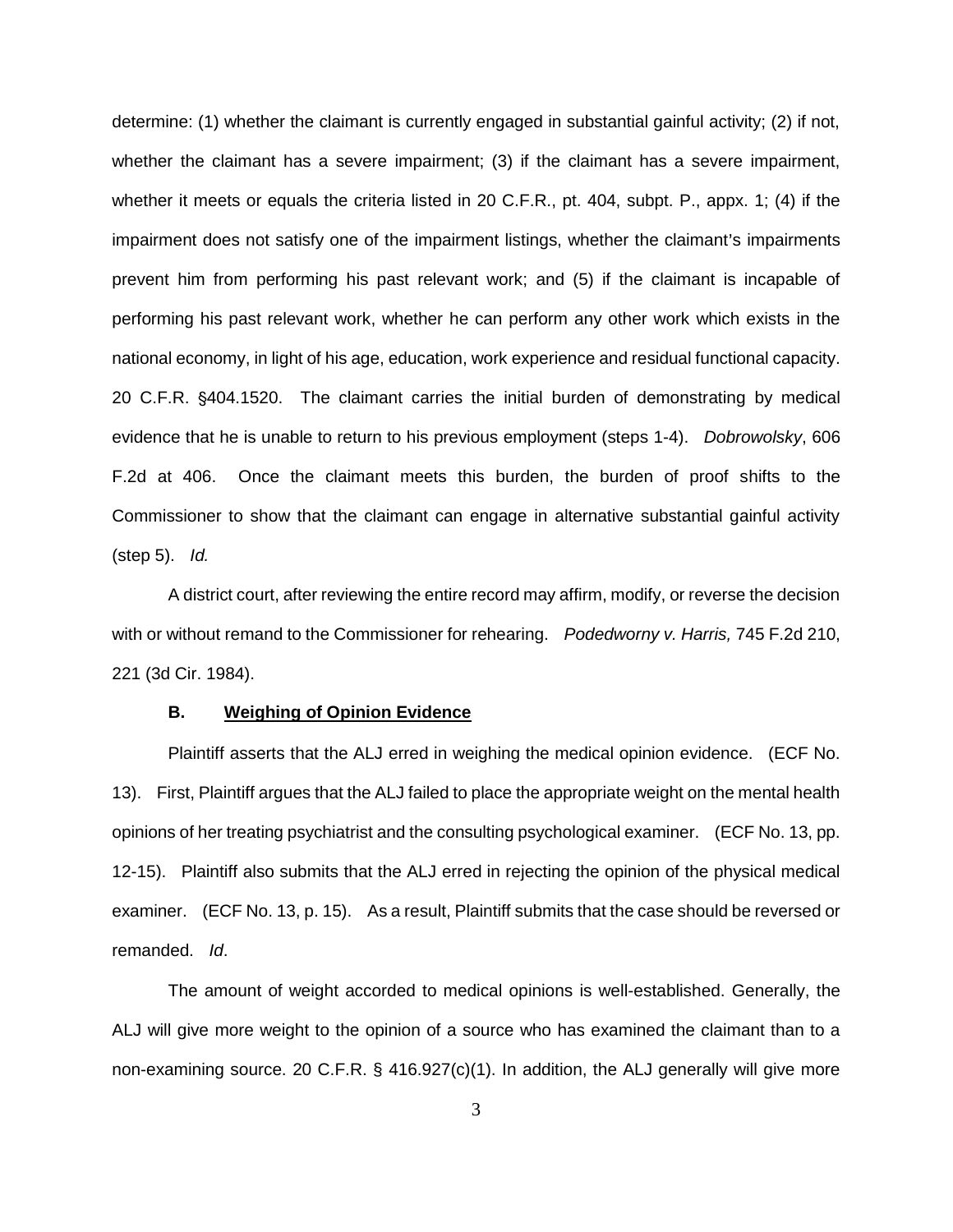determine: (1) whether the claimant is currently engaged in substantial gainful activity; (2) if not, whether the claimant has a severe impairment; (3) if the claimant has a severe impairment, whether it meets or equals the criteria listed in 20 C.F.R., pt. 404, subpt. P., appx. 1; (4) if the impairment does not satisfy one of the impairment listings, whether the claimant's impairments prevent him from performing his past relevant work; and (5) if the claimant is incapable of performing his past relevant work, whether he can perform any other work which exists in the national economy, in light of his age, education, work experience and residual functional capacity. 20 C.F.R. §404.1520. The claimant carries the initial burden of demonstrating by medical evidence that he is unable to return to his previous employment (steps 1-4). *Dobrowolsky*, 606 F.2d at 406. Once the claimant meets this burden, the burden of proof shifts to the Commissioner to show that the claimant can engage in alternative substantial gainful activity (step 5). *Id.*

A district court, after reviewing the entire record may affirm, modify, or reverse the decision with or without remand to the Commissioner for rehearing. *Podedworny v. Harris,* 745 F.2d 210, 221 (3d Cir. 1984).

### B. Weighing of Opinion Evidence

Plaintiff asserts that the ALJ erred in weighing the medical opinion evidence. (ECF No. 13). First, Plaintiff argues that the ALJ failed to place the appropriate weight on the mental health opinions of her treating psychiatrist and the consulting psychological examiner. (ECF No. 13, pp. 12-15). Plaintiff also submits that the ALJ erred in rejecting the opinion of the physical medical examiner. (ECF No. 13, p. 15). As a result, Plaintiff submits that the case should be reversed or remanded. *Id*.

The amount of weight accorded to medical opinions is well-established. Generally, the ALJ will give more weight to the opinion of a source who has examined the claimant than to a non-examining source. 20 C.F.R. § 416.927(c)(1). In addition, the ALJ generally will give more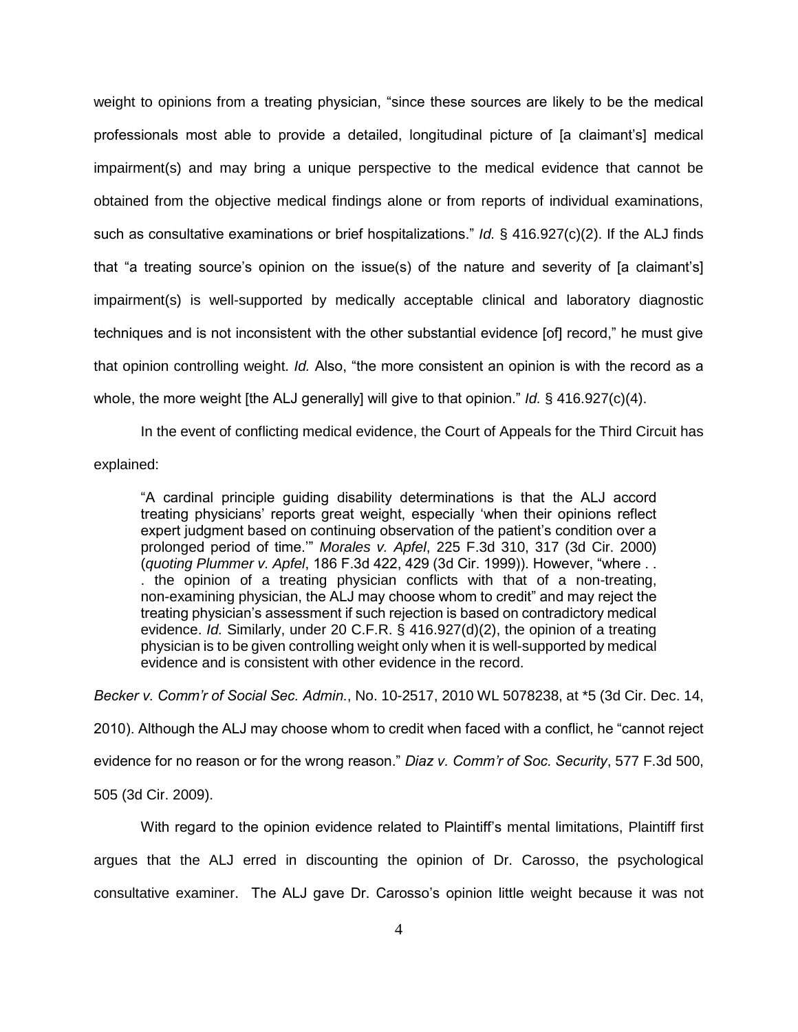weight to opinions from a treating physician, "since these sources are likely to be the medical professionals most able to provide a detailed, longitudinal picture of [a claimant's] medical impairment(s) and may bring a unique perspective to the medical evidence that cannot be obtained from the objective medical findings alone or from reports of individual examinations, such as consultative examinations or brief hospitalizations." *Id.* § 416.927(c)(2). If the ALJ finds that "a treating source's opinion on the issue(s) of the nature and severity of [a claimant's] impairment(s) is well-supported by medically acceptable clinical and laboratory diagnostic techniques and is not inconsistent with the other substantial evidence [of] record," he must give that opinion controlling weight. *Id.* Also, "the more consistent an opinion is with the record as a whole, the more weight [the ALJ generally] will give to that opinion." *Id.* § 416.927(c)(4).

In the event of conflicting medical evidence, the Court of Appeals for the Third Circuit has explained:

> "A cardinal principle guiding disability determinations is that the ALJ accord treating physicians' reports great weight, especially 'when their opinions reflect expert judgment based on continuing observation of the patient's condition over a prolonged period of time.'" *Morales v. Apfel*, 225 F.3d 310, 317 (3d Cir. 2000) (*quoting Plummer v. Apfel*, 186 F.3d 422, 429 (3d Cir. 1999)). However, "where . . . the opinion of a treating physician conflicts with that of a non-treating, non-examining physician, the ALJ may choose whom to credit" and may reject the treating physician's assessment if such rejection is based on contradictory medical evidence. *Id.* Similarly, under 20 C.F.R. § 416.927(d)(2), the opinion of a treating physician is to be given controlling weight only when it is well-supported by medical evidence and is consistent with other evidence in the record.

*Becker v. Comm'r of Social Sec. Admin.*, No. 10-2517, 2010 WL 5078238, at *5 (3d Cir. Dec. 14, 2010). Although the ALJ may choose whom to credit when faced with a conflict, he "cannot reject evidence for no reason or for the wrong reason." *Diaz v. Comm'r of Soc. Security*, 577 F.3d 500, 505 (3d Cir. 2009).

With regard to the opinion evidence related to Plaintiff's mental limitations, Plaintiff first argues that the ALJ erred in discounting the opinion of Dr. Carosso, the psychological consultative examiner. The ALJ gave Dr. Carosso's opinion little weight because it was not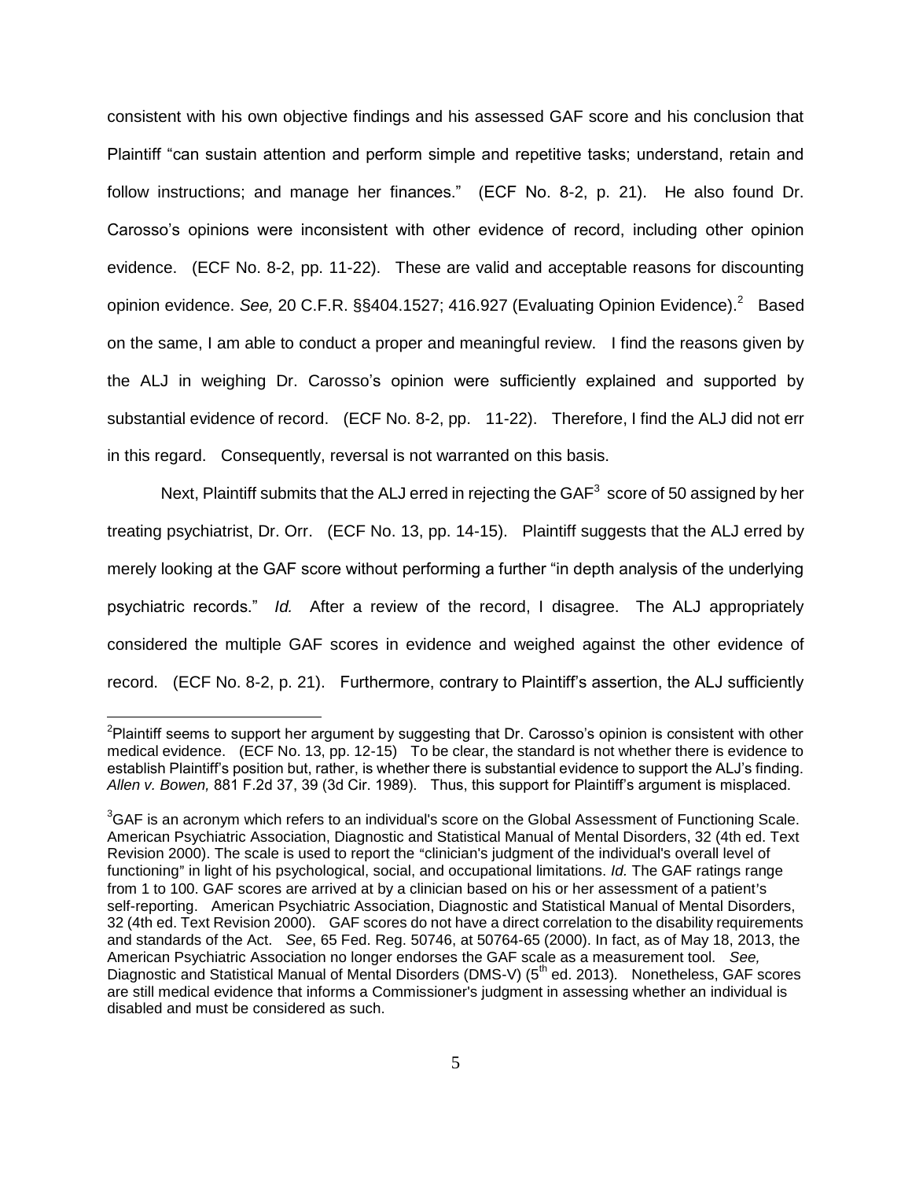consistent with his own objective findings and his assessed GAF score and his conclusion that Plaintiff "can sustain attention and perform simple and repetitive tasks; understand, retain and follow instructions; and manage her finances." (ECF No. 8-2, p. 21). He also found Dr. Carosso's opinions were inconsistent with other evidence of record, including other opinion evidence. (ECF No. 8-2, pp. 11-22). These are valid and acceptable reasons for discounting opinion evidence. *See,* 20 C.F.R. §§404.1527; 416.927 (Evaluating Opinion Evidence).[2] Based on the same, I am able to conduct a proper and meaningful review. I find the reasons given by the ALJ in weighing Dr. Carosso's opinion were sufficiently explained and supported by substantial evidence of record. (ECF No. 8-2, pp. 11-22). Therefore, I find the ALJ did not err in this regard. Consequently, reversal is not warranted on this basis.

Next, Plaintiff submits that the ALJ erred in rejecting the GAF[3] score of 50 assigned by her treating psychiatrist, Dr. Orr. (ECF No. 13, pp. 14-15). Plaintiff suggests that the ALJ erred by merely looking at the GAF score without performing a further "in depth analysis of the underlying psychiatric records." *Id.* After a review of the record, I disagree. The ALJ appropriately considered the multiple GAF scores in evidence and weighed against the other evidence of record. (ECF No. 8-2, p. 21). Furthermore, contrary to Plaintiff's assertion, the ALJ sufficiently

---

[2]Plaintiff seems to support her argument by suggesting that Dr. Carosso's opinion is consistent with other medical evidence. (ECF No. 13, pp. 12-15) To be clear, the standard is not whether there is evidence to establish Plaintiff's position but, rather, is whether there is substantial evidence to support the ALJ's finding. *Allen v. Bowen,* 881 F.2d 37, 39 (3d Cir. 1989). Thus, this support for Plaintiff's argument is misplaced.

[3]GAF is an acronym which refers to an individual's score on the Global Assessment of Functioning Scale. American Psychiatric Association, Diagnostic and Statistical Manual of Mental Disorders, 32 (4th ed. Text Revision 2000). The scale is used to report the "clinician's judgment of the individual's overall level of functioning" in light of his psychological, social, and occupational limitations. *Id.* The GAF ratings range from 1 to 100. GAF scores are arrived at by a clinician based on his or her assessment of a patient's self-reporting. American Psychiatric Association, Diagnostic and Statistical Manual of Mental Disorders, 32 (4th ed. Text Revision 2000). GAF scores do not have a direct correlation to the disability requirements and standards of the Act. *See*, 65 Fed. Reg. 50746, at 50764-65 (2000). In fact, as of May 18, 2013, the American Psychiatric Association no longer endorses the GAF scale as a measurement tool. *See,* Diagnostic and Statistical Manual of Mental Disorders (DMS-V) (5th ed. 2013). Nonetheless, GAF scores are still medical evidence that informs a Commissioner's judgment in assessing whether an individual is disabled and must be considered as such.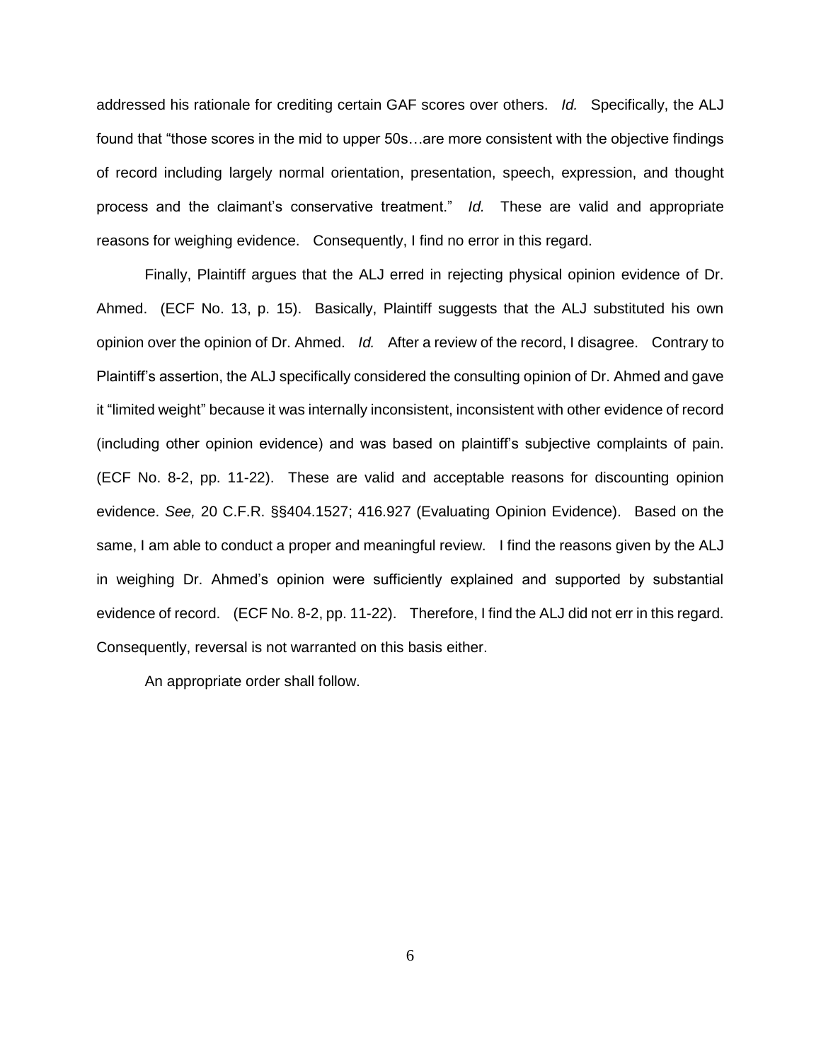addressed his rationale for crediting certain GAF scores over others. *Id.* Specifically, the ALJ found that "those scores in the mid to upper 50s…are more consistent with the objective findings of record including largely normal orientation, presentation, speech, expression, and thought process and the claimant's conservative treatment." *Id.* These are valid and appropriate reasons for weighing evidence. Consequently, I find no error in this regard.

Finally, Plaintiff argues that the ALJ erred in rejecting physical opinion evidence of Dr. Ahmed. (ECF No. 13, p. 15). Basically, Plaintiff suggests that the ALJ substituted his own opinion over the opinion of Dr. Ahmed. *Id.* After a review of the record, I disagree. Contrary to Plaintiff's assertion, the ALJ specifically considered the consulting opinion of Dr. Ahmed and gave it "limited weight" because it was internally inconsistent, inconsistent with other evidence of record (including other opinion evidence) and was based on plaintiff's subjective complaints of pain. (ECF No. 8-2, pp. 11-22). These are valid and acceptable reasons for discounting opinion evidence. *See,* 20 C.F.R. §§404.1527; 416.927 (Evaluating Opinion Evidence). Based on the same, I am able to conduct a proper and meaningful review. I find the reasons given by the ALJ in weighing Dr. Ahmed's opinion were sufficiently explained and supported by substantial evidence of record. (ECF No. 8-2, pp. 11-22). Therefore, I find the ALJ did not err in this regard. Consequently, reversal is not warranted on this basis either.

An appropriate order shall follow.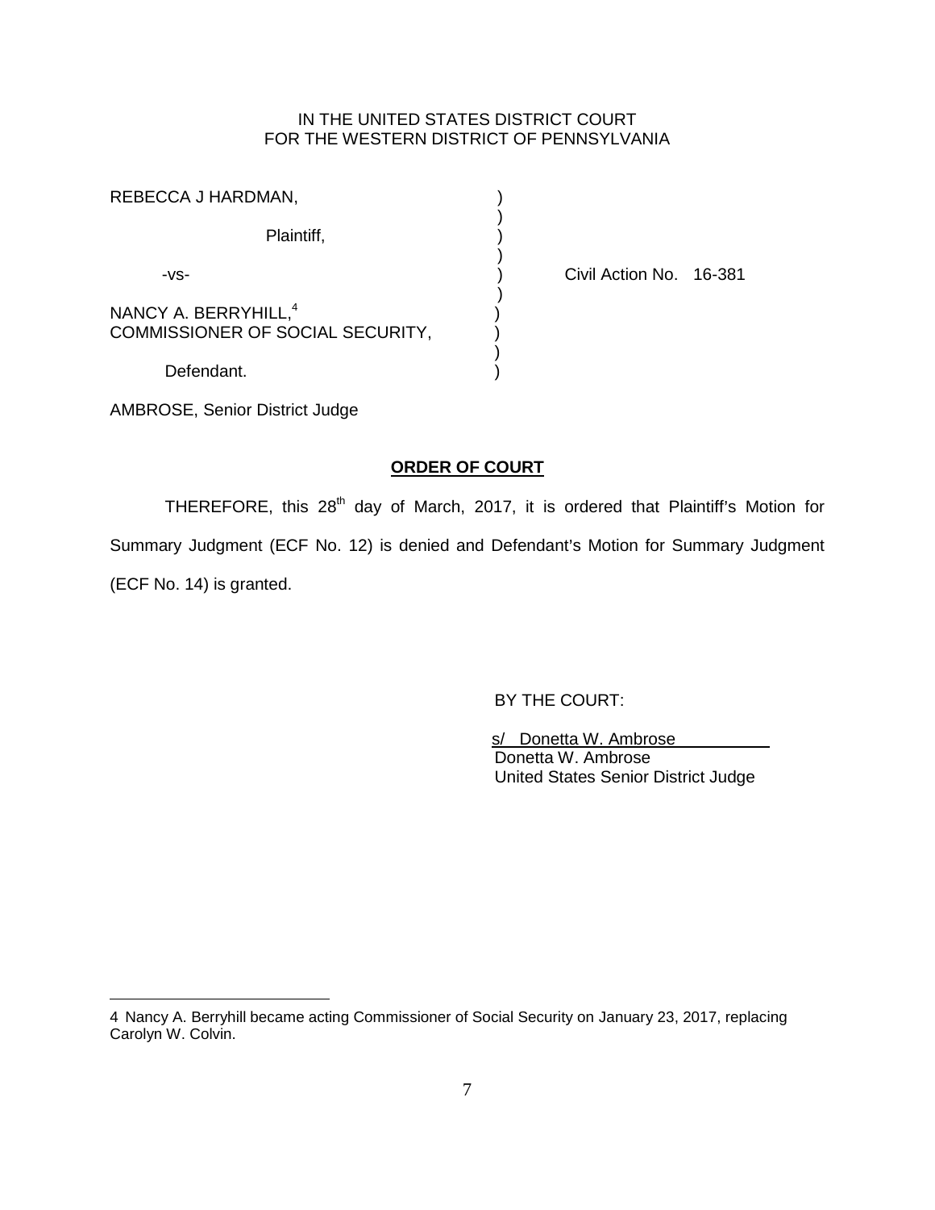IN THE UNITED STATES DISTRICT COURT
FOR THE WESTERN DISTRICT OF PENNSYLVANIA

REBECCA J HARDMAN,

Plaintiff,

-vs-

NANCY A. BERRYHILL,[4]
COMMISSIONER OF SOCIAL SECURITY,

Defendant.

Civil Action No. 16-381

AMBROSE, Senior District Judge

**ORDER OF COURT**

THEREFORE, this 28th day of March, 2017, it is ordered that Plaintiff's Motion for Summary Judgment (ECF No. 12) is denied and Defendant's Motion for Summary Judgment (ECF No. 14) is granted.

BY THE COURT:

s/ Donetta W. Ambrose
Donetta W. Ambrose
United States Senior District Judge

[4] Nancy A. Berryhill became acting Commissioner of Social Security on January 23, 2017, replacing Carolyn W. Colvin.